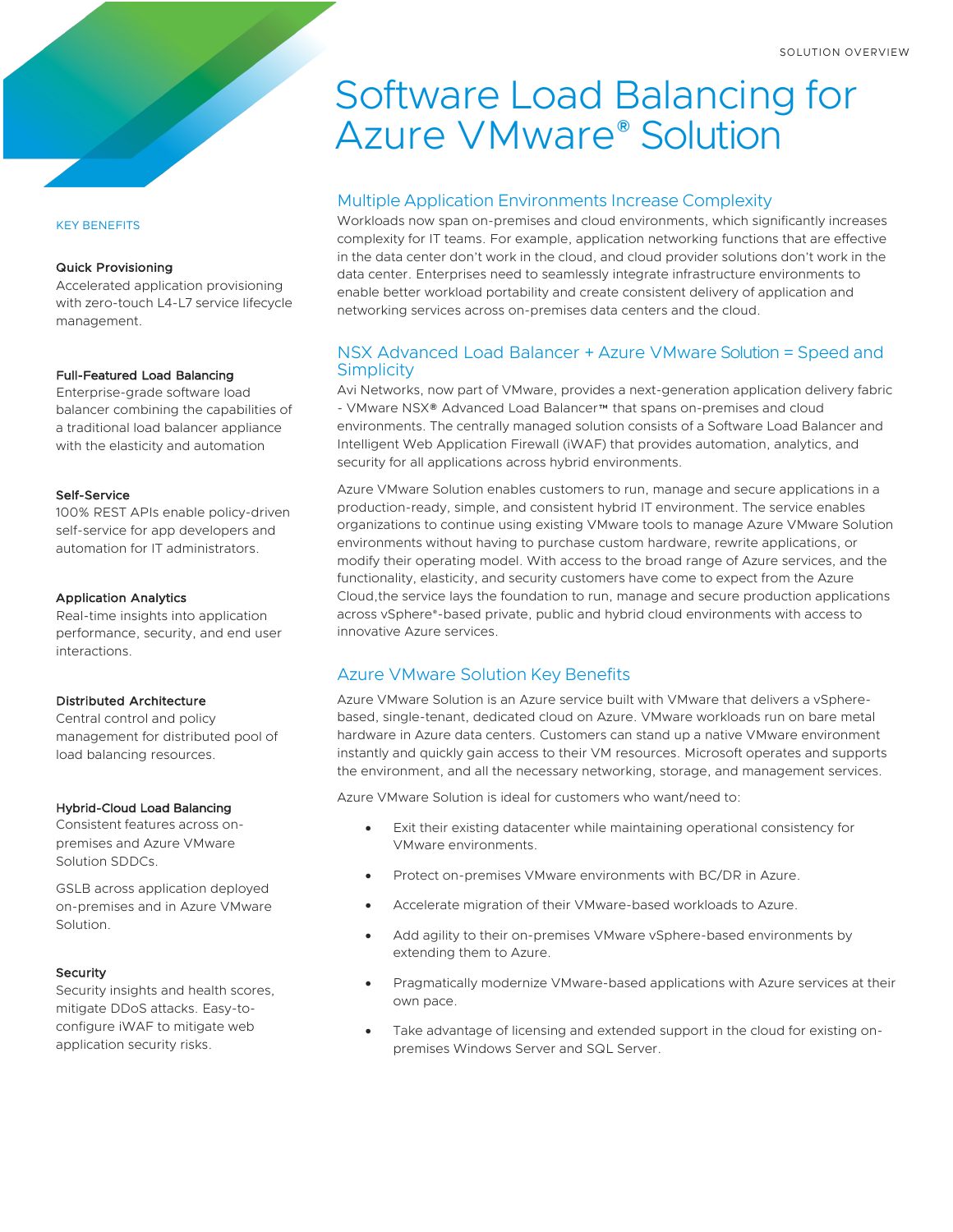SOLUTION OVERVIEW

# Software Load Balancing for Azure VMware® Solution

## Multiple Application Environments Increase Complexity

Workloads now span on-premises and cloud environments, which significantly increases complexity for IT teams. For example, application networking functions that are effective in the data center don't work in the cloud, and cloud provider solutions don't work in the data center. Enterprises need to seamlessly integrate infrastructure environments to enable better workload portability and create consistent delivery of application and networking services across on-premises data centers and the cloud.

## NSX Advanced Load Balancer + Azure VMware Solution = Speed and Simplicity

Avi Networks, now part of VMware, provides a next-generation application delivery fabric - VMware NSX® Advanced Load Balancer™ that spans on-premises and cloud environments. The centrally managed solution consists of a Software Load Balancer and Intelligent Web Application Firewall (iWAF) that provides automation, analytics, and security for all applications across hybrid environments.

Azure VMware Solution enables customers to run, manage and secure applications in a production-ready, simple, and consistent hybrid IT environment. The service enables organizations to continue using existing VMware tools to manage Azure VMware Solution environments without having to purchase custom hardware, rewrite applications, or modify their operating model. With access to the broad range of Azure services, and the functionality, elasticity, and security customers have come to expect from the Azure Cloud,the service lays the foundation to run, manage and secure production applications across vSphere®-based private, public and hybrid cloud environments with access to innovative Azure services.

## Azure VMware Solution Key Benefits

Azure VMware Solution is an Azure service built with VMware that delivers a vSphere-based, single-tenant, dedicated cloud on Azure. VMware workloads run on bare metal hardware in Azure data centers. Customers can stand up a native VMware environment instantly and quickly gain access to their VM resources. Microsoft operates and supports the environment, and all the necessary networking, storage, and management services.

Azure VMware Solution is ideal for customers who want/need to:

- Exit their existing datacenter while maintaining operational consistency for VMware environments.
- Protect on-premises VMware environments with BC/DR in Azure.
- Accelerate migration of their VMware-based workloads to Azure.
- Add agility to their on-premises VMware vSphere-based environments by extending them to Azure.
- Pragmatically modernize VMware-based applications with Azure services at their own pace.
- Take advantage of licensing and extended support in the cloud for existing on-premises Windows Server and SQL Server.

### KEY BENEFITS

**Quick Provisioning**
Accelerated application provisioning with zero-touch L4-L7 service lifecycle management.

**Full-Featured Load Balancing**
Enterprise-grade software load balancer combining the capabilities of a traditional load balancer appliance with the elasticity and automation

**Self-Service**
100% REST APIs enable policy-driven self-service for app developers and automation for IT administrators.

**Application Analytics**
Real-time insights into application performance, security, and end user interactions.

**Distributed Architecture**
Central control and policy management for distributed pool of load balancing resources.

**Hybrid-Cloud Load Balancing**
Consistent features across on-premises and Azure VMware Solution SDDCs.

GSLB across application deployed on-premises and in Azure VMware Solution.

**Security**
Security insights and health scores, mitigate DDoS attacks. Easy-to-configure iWAF to mitigate web application security risks.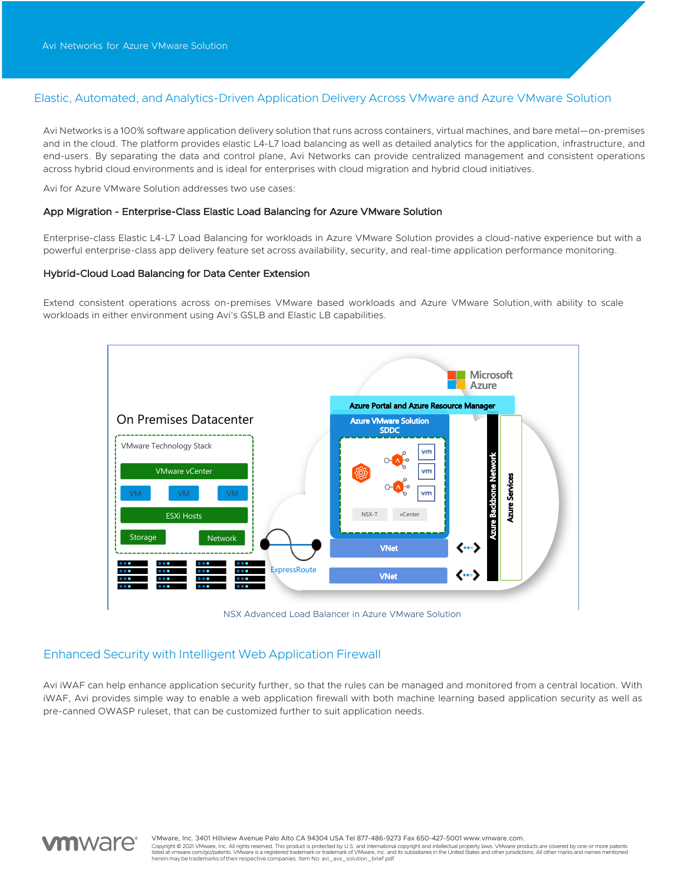## Elastic, Automated, and Analytics-Driven Application Delivery Across VMware and Azure VMware Solution

Avi Networks is a 100% software application delivery solution that runs across containers, virtual machines, and bare metal—on-premises and in the cloud. The platform provides elastic L4-L7 load balancing as well as detailed analytics for the application, infrastructure, and end-users. By separating the data and control plane, Avi Networks can provide centralized management and consistent operations across hybrid cloud environments and is ideal for enterprises with cloud migration and hybrid cloud initiatives.

Avi for Azure VMware Solution addresses two use cases:

### App Migration - Enterprise-Class Elastic Load Balancing for Azure VMware Solution

Enterprise-class Elastic L4-L7 Load Balancing for workloads in Azure VMware Solution provides a cloud-native experience but with a powerful enterprise-class app delivery feature set across availability, security, and real-time application performance monitoring.

### Hybrid-Cloud Load Balancing for Data Center Extension

Extend consistent operations across on-premises VMware based workloads and Azure VMware Solution, with ability to scale workloads in either environment using Avi's GSLB and Elastic LB capabilities.

On Premises Datacenter
VMware Technology Stack
VMware vCenter
VM
VM
VM
ESXi Hosts
Storage
Network
ExpressRoute
Microsoft Azure
Azure Portal and Azure Resource Manager
Azure VMware Solution SDDC
vm
vm
vm
NSX-T
vCenter
VNet
VNet
Azure Backbone Network
Azure Services

NSX Advanced Load Balancer in Azure VMware Solution

## Enhanced Security with Intelligent Web Application Firewall

Avi iWAF can help enhance application security further, so that the rules can be managed and monitored from a central location. With iWAF, Avi provides simple way to enable a web application firewall with both machine learning based application security as well as pre-canned OWASP ruleset, that can be customized further to suit application needs.

VMware, Inc. 3401 Hillview Avenue Palo Alto CA 94304 USA Tel 877-486-9273 Fax 650-427-5001 www.vmware.com.
Copyright © 2021 VMware, Inc. All rights reserved. This product is protected by U.S. and international copyright and intellectual property laws. VMware products are covered by one or more patents listed at vmware.com/go/patents. VMware is a registered trademark or trademark of VMware, Inc. and its subsidiaries in the United States and other jurisdictions. All other marks and names mentioned herein may be trademarks of their respective companies. Item No: avi_avs_solution_brief.pdf